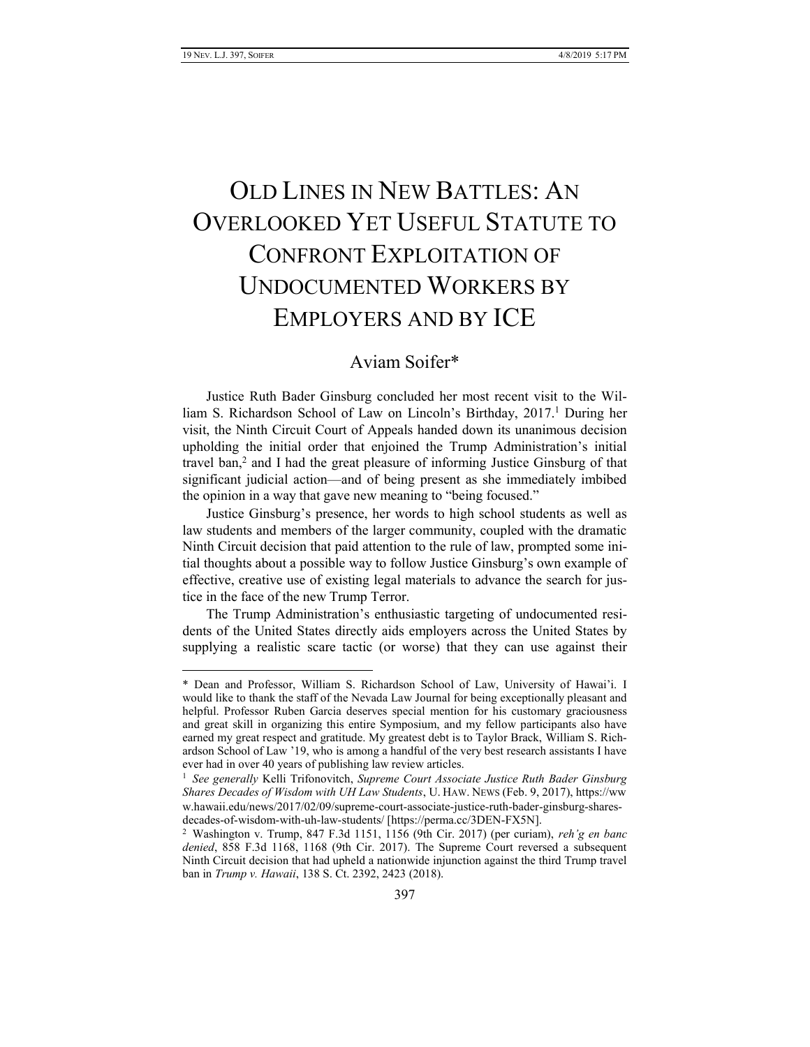# OLD LINES IN NEW BATTLES: AN OVERLOOKED YET USEFUL STATUTE TO CONFRONT EXPLOITATION OF UNDOCUMENTED WORKERS BY EMPLOYERS AND BY ICE

Aviam Soifer*

Justice Ruth Bader Ginsburg concluded her most recent visit to the William S. Richardson School of Law on Lincoln's Birthday, 2017.[1] During her visit, the Ninth Circuit Court of Appeals handed down its unanimous decision upholding the initial order that enjoined the Trump Administration's initial travel ban,[2] and I had the great pleasure of informing Justice Ginsburg of that significant judicial action—and of being present as she immediately imbibed the opinion in a way that gave new meaning to "being focused."

Justice Ginsburg's presence, her words to high school students as well as law students and members of the larger community, coupled with the dramatic Ninth Circuit decision that paid attention to the rule of law, prompted some initial thoughts about a possible way to follow Justice Ginsburg's own example of effective, creative use of existing legal materials to advance the search for justice in the face of the new Trump Terror.

The Trump Administration's enthusiastic targeting of undocumented residents of the United States directly aids employers across the United States by supplying a realistic scare tactic (or worse) that they can use against their

---

\* Dean and Professor, William S. Richardson School of Law, University of Hawai'i. I would like to thank the staff of the Nevada Law Journal for being exceptionally pleasant and helpful. Professor Ruben Garcia deserves special mention for his customary graciousness and great skill in organizing this entire Symposium, and my fellow participants also have earned my great respect and gratitude. My greatest debt is to Taylor Brack, William S. Richardson School of Law '19, who is among a handful of the very best research assistants I have ever had in over 40 years of publishing law review articles.

[1] *See generally* Kelli Trifonovitch, *Supreme Court Associate Justice Ruth Bader Ginsburg Shares Decades of Wisdom with UH Law Students*, U. HAW. NEWS (Feb. 9, 2017), https://www.hawaii.edu/news/2017/02/09/supreme-court-associate-justice-ruth-bader-ginsburg-shares-decades-of-wisdom-with-uh-law-students/ [https://perma.cc/3DEN-FX5N].

[2] Washington v. Trump, 847 F.3d 1151, 1156 (9th Cir. 2017) (per curiam), *reh'g en banc denied*, 858 F.3d 1168, 1168 (9th Cir. 2017). The Supreme Court reversed a subsequent Ninth Circuit decision that had upheld a nationwide injunction against the third Trump travel ban in *Trump v. Hawaii*, 138 S. Ct. 2392, 2423 (2018).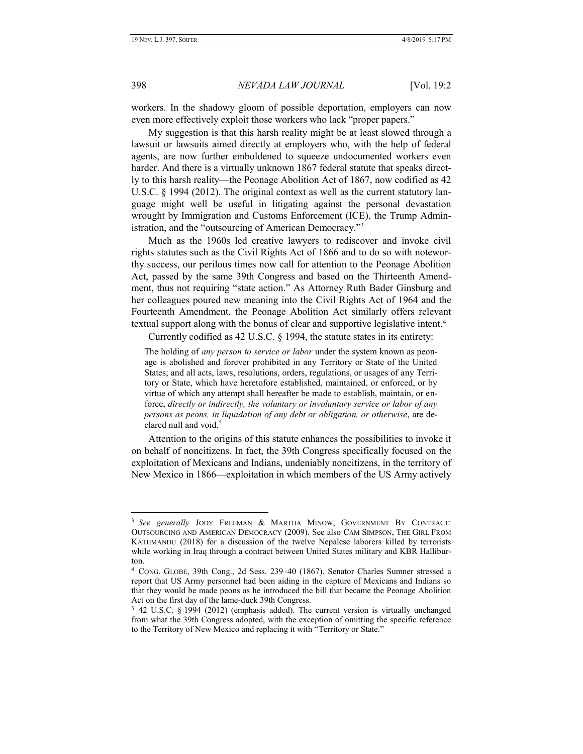workers. In the shadowy gloom of possible deportation, employers can now even more effectively exploit those workers who lack "proper papers."

My suggestion is that this harsh reality might be at least slowed through a lawsuit or lawsuits aimed directly at employers who, with the help of federal agents, are now further emboldened to squeeze undocumented workers even harder. And there is a virtually unknown 1867 federal statute that speaks directly to this harsh reality—the Peonage Abolition Act of 1867, now codified as 42 U.S.C. § 1994 (2012). The original context as well as the current statutory language might well be useful in litigating against the personal devastation wrought by Immigration and Customs Enforcement (ICE), the Trump Administration, and the "outsourcing of American Democracy."[3]

Much as the 1960s led creative lawyers to rediscover and invoke civil rights statutes such as the Civil Rights Act of 1866 and to do so with noteworthy success, our perilous times now call for attention to the Peonage Abolition Act, passed by the same 39th Congress and based on the Thirteenth Amendment, thus not requiring "state action." As Attorney Ruth Bader Ginsburg and her colleagues poured new meaning into the Civil Rights Act of 1964 and the Fourteenth Amendment, the Peonage Abolition Act similarly offers relevant textual support along with the bonus of clear and supportive legislative intent.[4]

Currently codified as 42 U.S.C. § 1994, the statute states in its entirety:

> The holding of *any person to service or labor* under the system known as peonage is abolished and forever prohibited in any Territory or State of the United States; and all acts, laws, resolutions, orders, regulations, or usages of any Territory or State, which have heretofore established, maintained, or enforced, or by virtue of which any attempt shall hereafter be made to establish, maintain, or enforce, *directly or indirectly, the voluntary or involuntary service or labor of any persons as peons, in liquidation of any debt or obligation, or otherwise*, are declared null and void.[5]

Attention to the origins of this statute enhances the possibilities to invoke it on behalf of noncitizens. In fact, the 39th Congress specifically focused on the exploitation of Mexicans and Indians, undeniably noncitizens, in the territory of New Mexico in 1866—exploitation in which members of the US Army actively

---

[3] *See generally* JODY FREEMAN & MARTHA MINOW, GOVERNMENT BY CONTRACT: OUTSOURCING AND AMERICAN DEMOCRACY (2009). See also CAM SIMPSON, THE GIRL FROM KATHMANDU (2018) for a discussion of the twelve Nepalese laborers killed by terrorists while working in Iraq through a contract between United States military and KBR Halliburton.

[4] CONG. GLOBE, 39th Cong., 2d Sess. 239–40 (1867). Senator Charles Sumner stressed a report that US Army personnel had been aiding in the capture of Mexicans and Indians so that they would be made peons as he introduced the bill that became the Peonage Abolition Act on the first day of the lame-duck 39th Congress.

[5] 42 U.S.C. § 1994 (2012) (emphasis added). The current version is virtually unchanged from what the 39th Congress adopted, with the exception of omitting the specific reference to the Territory of New Mexico and replacing it with "Territory or State."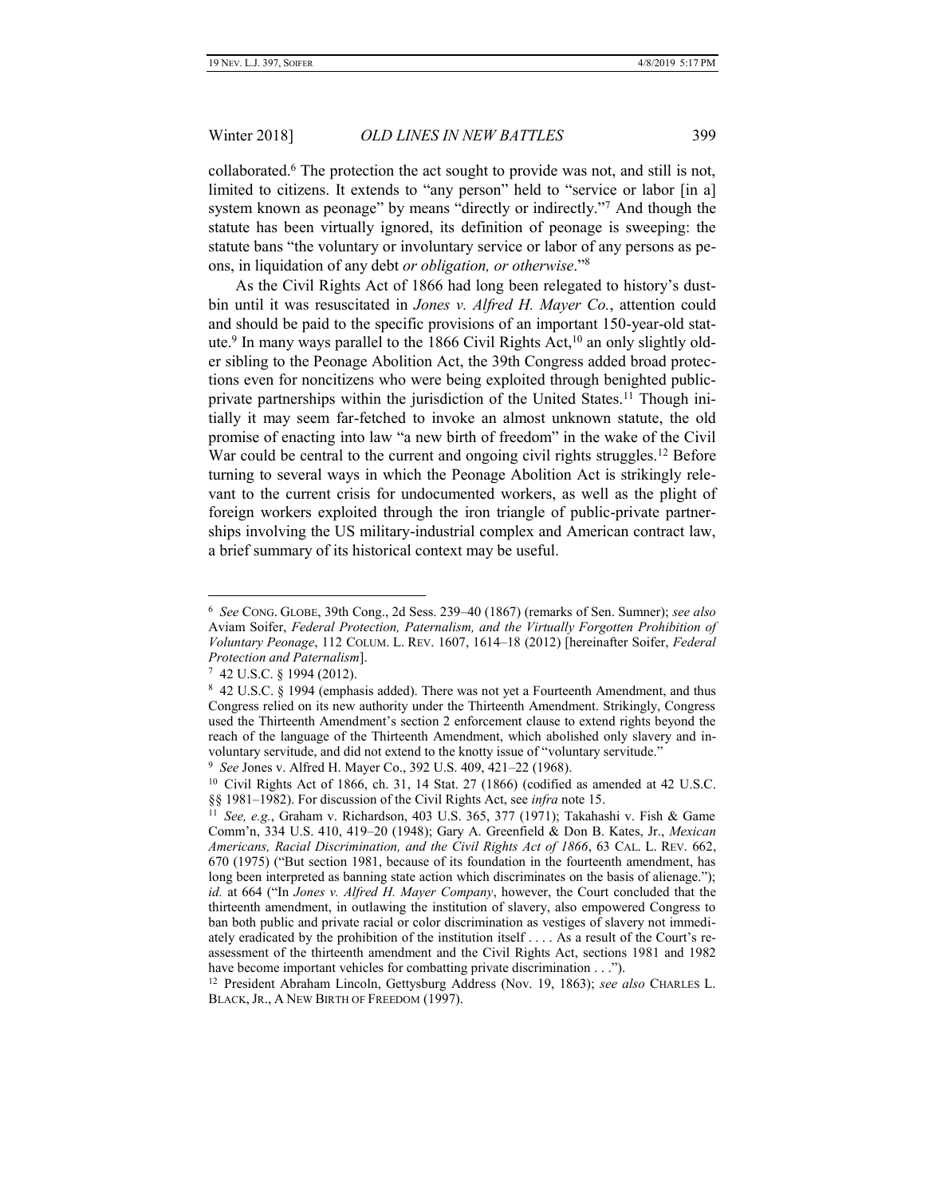collaborated.[6] The protection the act sought to provide was not, and still is not, limited to citizens. It extends to "any person" held to "service or labor [in a] system known as peonage" by means "directly or indirectly."[7] And though the statute has been virtually ignored, its definition of peonage is sweeping: the statute bans "the voluntary or involuntary service or labor of any persons as peons, in liquidation of any debt *or obligation, or otherwise*."[8]

As the Civil Rights Act of 1866 had long been relegated to history's dustbin until it was resuscitated in *Jones v. Alfred H. Mayer Co.*, attention could and should be paid to the specific provisions of an important 150-year-old statute.[9] In many ways parallel to the 1866 Civil Rights Act,[10] an only slightly older sibling to the Peonage Abolition Act, the 39th Congress added broad protections even for noncitizens who were being exploited through benighted public-private partnerships within the jurisdiction of the United States.[11] Though initially it may seem far-fetched to invoke an almost unknown statute, the old promise of enacting into law "a new birth of freedom" in the wake of the Civil War could be central to the current and ongoing civil rights struggles.[12] Before turning to several ways in which the Peonage Abolition Act is strikingly relevant to the current crisis for undocumented workers, as well as the plight of foreign workers exploited through the iron triangle of public-private partnerships involving the US military-industrial complex and American contract law, a brief summary of its historical context may be useful.

---

[6] *See* CONG. GLOBE, 39th Cong., 2d Sess. 239–40 (1867) (remarks of Sen. Sumner); *see also* Aviam Soifer, *Federal Protection, Paternalism, and the Virtually Forgotten Prohibition of Voluntary Peonage*, 112 COLUM. L. REV. 1607, 1614–18 (2012) [hereinafter Soifer, *Federal Protection and Paternalism*].

[7] 42 U.S.C. § 1994 (2012).

[8] 42 U.S.C. § 1994 (emphasis added). There was not yet a Fourteenth Amendment, and thus Congress relied on its new authority under the Thirteenth Amendment. Strikingly, Congress used the Thirteenth Amendment's section 2 enforcement clause to extend rights beyond the reach of the language of the Thirteenth Amendment, which abolished only slavery and involuntary servitude, and did not extend to the knotty issue of "voluntary servitude."

[9] *See* Jones v. Alfred H. Mayer Co., 392 U.S. 409, 421–22 (1968).

[10] Civil Rights Act of 1866, ch. 31, 14 Stat. 27 (1866) (codified as amended at 42 U.S.C. §§ 1981–1982). For discussion of the Civil Rights Act, see *infra* note 15.

[11] *See, e.g.*, Graham v. Richardson, 403 U.S. 365, 377 (1971); Takahashi v. Fish & Game Comm'n, 334 U.S. 410, 419–20 (1948); Gary A. Greenfield & Don B. Kates, Jr., *Mexican Americans, Racial Discrimination, and the Civil Rights Act of 1866*, 63 CAL. L. REV. 662, 670 (1975) ("But section 1981, because of its foundation in the fourteenth amendment, has long been interpreted as banning state action which discriminates on the basis of alienage."); *id.* at 664 ("In *Jones v. Alfred H. Mayer Company*, however, the Court concluded that the thirteenth amendment, in outlawing the institution of slavery, also empowered Congress to ban both public and private racial or color discrimination as vestiges of slavery not immediately eradicated by the prohibition of the institution itself . . . . As a result of the Court's reassessment of the thirteenth amendment and the Civil Rights Act, sections 1981 and 1982 have become important vehicles for combatting private discrimination . . .").

[12] President Abraham Lincoln, Gettysburg Address (Nov. 19, 1863); *see also* CHARLES L. BLACK, JR., A NEW BIRTH OF FREEDOM (1997).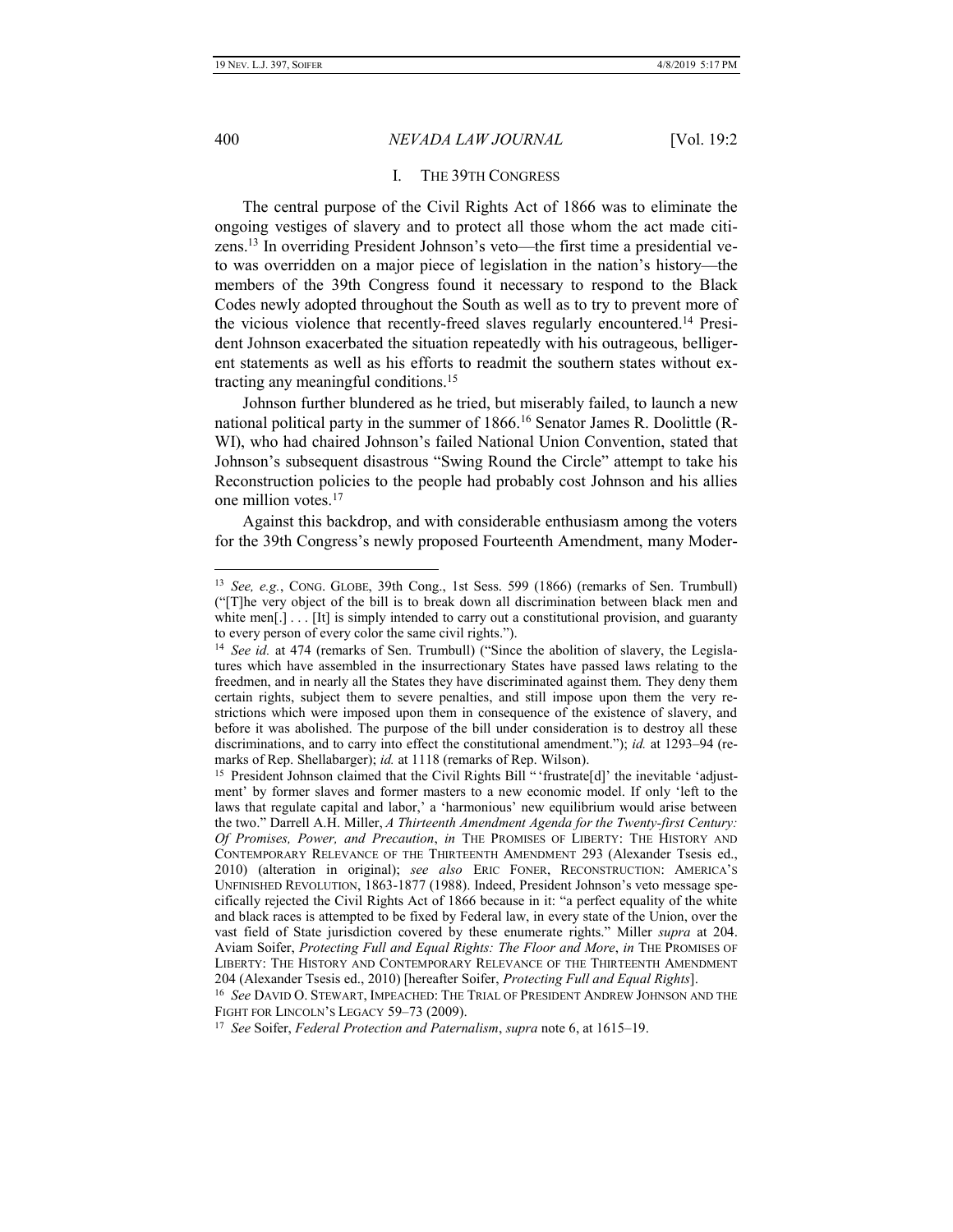## I. THE 39TH CONGRESS

The central purpose of the Civil Rights Act of 1866 was to eliminate the ongoing vestiges of slavery and to protect all those whom the act made citizens.[13] In overriding President Johnson's veto—the first time a presidential veto was overridden on a major piece of legislation in the nation's history—the members of the 39th Congress found it necessary to respond to the Black Codes newly adopted throughout the South as well as to try to prevent more of the vicious violence that recently-freed slaves regularly encountered.[14] President Johnson exacerbated the situation repeatedly with his outrageous, belligerent statements as well as his efforts to readmit the southern states without extracting any meaningful conditions.[15]

Johnson further blundered as he tried, but miserably failed, to launch a new national political party in the summer of 1866.[16] Senator James R. Doolittle (R-WI), who had chaired Johnson's failed National Union Convention, stated that Johnson's subsequent disastrous "Swing Round the Circle" attempt to take his Reconstruction policies to the people had probably cost Johnson and his allies one million votes.[17]

Against this backdrop, and with considerable enthusiasm among the voters for the 39th Congress's newly proposed Fourteenth Amendment, many Moder-

---

[13] *See, e.g.*, CONG. GLOBE, 39th Cong., 1st Sess. 599 (1866) (remarks of Sen. Trumbull) ("[T]he very object of the bill is to break down all discrimination between black men and white men[.] . . . [It] is simply intended to carry out a constitutional provision, and guaranty to every person of every color the same civil rights.").

[14] *See id.* at 474 (remarks of Sen. Trumbull) ("Since the abolition of slavery, the Legislatures which have assembled in the insurrectionary States have passed laws relating to the freedmen, and in nearly all the States they have discriminated against them. They deny them certain rights, subject them to severe penalties, and still impose upon them the very restrictions which were imposed upon them in consequence of the existence of slavery, and before it was abolished. The purpose of the bill under consideration is to destroy all these discriminations, and to carry into effect the constitutional amendment."); *id.* at 1293–94 (remarks of Rep. Shellabarger); *id.* at 1118 (remarks of Rep. Wilson).

[15] President Johnson claimed that the Civil Rights Bill "'frustrate[d]' the inevitable 'adjustment' by former slaves and former masters to a new economic model. If only 'left to the laws that regulate capital and labor,' a 'harmonious' new equilibrium would arise between the two." Darrell A.H. Miller, *A Thirteenth Amendment Agenda for the Twenty-first Century: Of Promises, Power, and Precaution*, *in* THE PROMISES OF LIBERTY: THE HISTORY AND CONTEMPORARY RELEVANCE OF THE THIRTEENTH AMENDMENT 293 (Alexander Tsesis ed., 2010) (alteration in original); *see also* ERIC FONER, RECONSTRUCTION: AMERICA'S UNFINISHED REVOLUTION, 1863-1877 (1988). Indeed, President Johnson's veto message specifically rejected the Civil Rights Act of 1866 because in it: "a perfect equality of the white and black races is attempted to be fixed by Federal law, in every state of the Union, over the vast field of State jurisdiction covered by these enumerate rights." Miller *supra* at 204. Aviam Soifer, *Protecting Full and Equal Rights: The Floor and More*, *in* THE PROMISES OF LIBERTY: THE HISTORY AND CONTEMPORARY RELEVANCE OF THE THIRTEENTH AMENDMENT 204 (Alexander Tsesis ed., 2010) [hereafter Soifer, *Protecting Full and Equal Rights*].

[16] *See* DAVID O. STEWART, IMPEACHED: THE TRIAL OF PRESIDENT ANDREW JOHNSON AND THE FIGHT FOR LINCOLN'S LEGACY 59–73 (2009).

[17] *See* Soifer, *Federal Protection and Paternalism*, *supra* note 6, at 1615–19.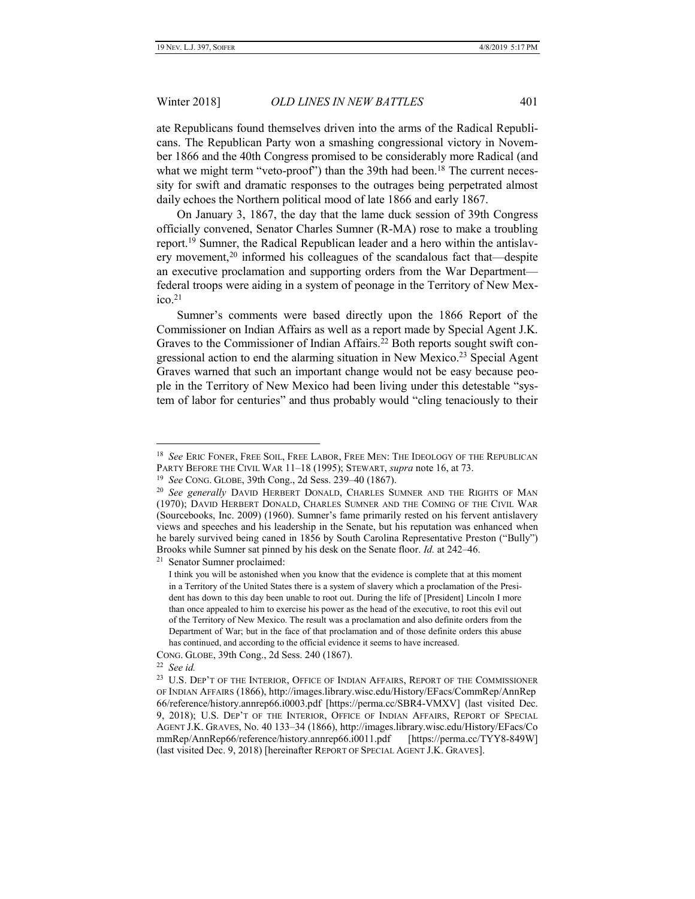ate Republicans found themselves driven into the arms of the Radical Republicans. The Republican Party won a smashing congressional victory in November 1866 and the 40th Congress promised to be considerably more Radical (and what we might term "veto-proof") than the 39th had been.[18] The current necessity for swift and dramatic responses to the outrages being perpetrated almost daily echoes the Northern political mood of late 1866 and early 1867.

On January 3, 1867, the day that the lame duck session of 39th Congress officially convened, Senator Charles Sumner (R-MA) rose to make a troubling report.[19] Sumner, the Radical Republican leader and a hero within the antislavery movement,[20] informed his colleagues of the scandalous fact that—despite an executive proclamation and supporting orders from the War Department—federal troops were aiding in a system of peonage in the Territory of New Mexico.[21]

Sumner's comments were based directly upon the 1866 Report of the Commissioner on Indian Affairs as well as a report made by Special Agent J.K. Graves to the Commissioner of Indian Affairs.[22] Both reports sought swift congressional action to end the alarming situation in New Mexico.[23] Special Agent Graves warned that such an important change would not be easy because people in the Territory of New Mexico had been living under this detestable "system of labor for centuries" and thus probably would "cling tenaciously to their

---

[18] *See* ERIC FONER, FREE SOIL, FREE LABOR, FREE MEN: THE IDEOLOGY OF THE REPUBLICAN PARTY BEFORE THE CIVIL WAR 11–18 (1995); STEWART, *supra* note 16, at 73.

[19] *See* CONG. GLOBE, 39th Cong., 2d Sess. 239–40 (1867).

[20] *See generally* DAVID HERBERT DONALD, CHARLES SUMNER AND THE RIGHTS OF MAN (1970); DAVID HERBERT DONALD, CHARLES SUMNER AND THE COMING OF THE CIVIL WAR (Sourcebooks, Inc. 2009) (1960). Sumner's fame primarily rested on his fervent antislavery views and speeches and his leadership in the Senate, but his reputation was enhanced when he barely survived being caned in 1856 by South Carolina Representative Preston ("Bully") Brooks while Sumner sat pinned by his desk on the Senate floor. *Id.* at 242–46.

[21] Senator Sumner proclaimed:

> I think you will be astonished when you know that the evidence is complete that at this moment in a Territory of the United States there is a system of slavery which a proclamation of the President has down to this day been unable to root out. During the life of [President] Lincoln I more than once appealed to him to exercise his power as the head of the executive, to root this evil out of the Territory of New Mexico. The result was a proclamation and also definite orders from the Department of War; but in the face of that proclamation and of those definite orders this abuse has continued, and according to the official evidence it seems to have increased.

CONG. GLOBE, 39th Cong., 2d Sess. 240 (1867).

[22] *See id.*

[23] U.S. DEP'T OF THE INTERIOR, OFFICE OF INDIAN AFFAIRS, REPORT OF THE COMMISSIONER OF INDIAN AFFAIRS (1866), http://images.library.wisc.edu/History/EFacs/CommRep/AnnRep66/reference/history.annrep66.i0003.pdf [https://perma.cc/SBR4-VMXV] (last visited Dec. 9, 2018); U.S. DEP'T OF THE INTERIOR, OFFICE OF INDIAN AFFAIRS, REPORT OF SPECIAL AGENT J.K. GRAVES, No. 40 133–34 (1866), http://images.library.wisc.edu/History/EFacs/CommRep/AnnRep66/reference/history.annrep66.i0011.pdf [https://perma.cc/TYY8-849W] (last visited Dec. 9, 2018) [hereinafter REPORT OF SPECIAL AGENT J.K. GRAVES].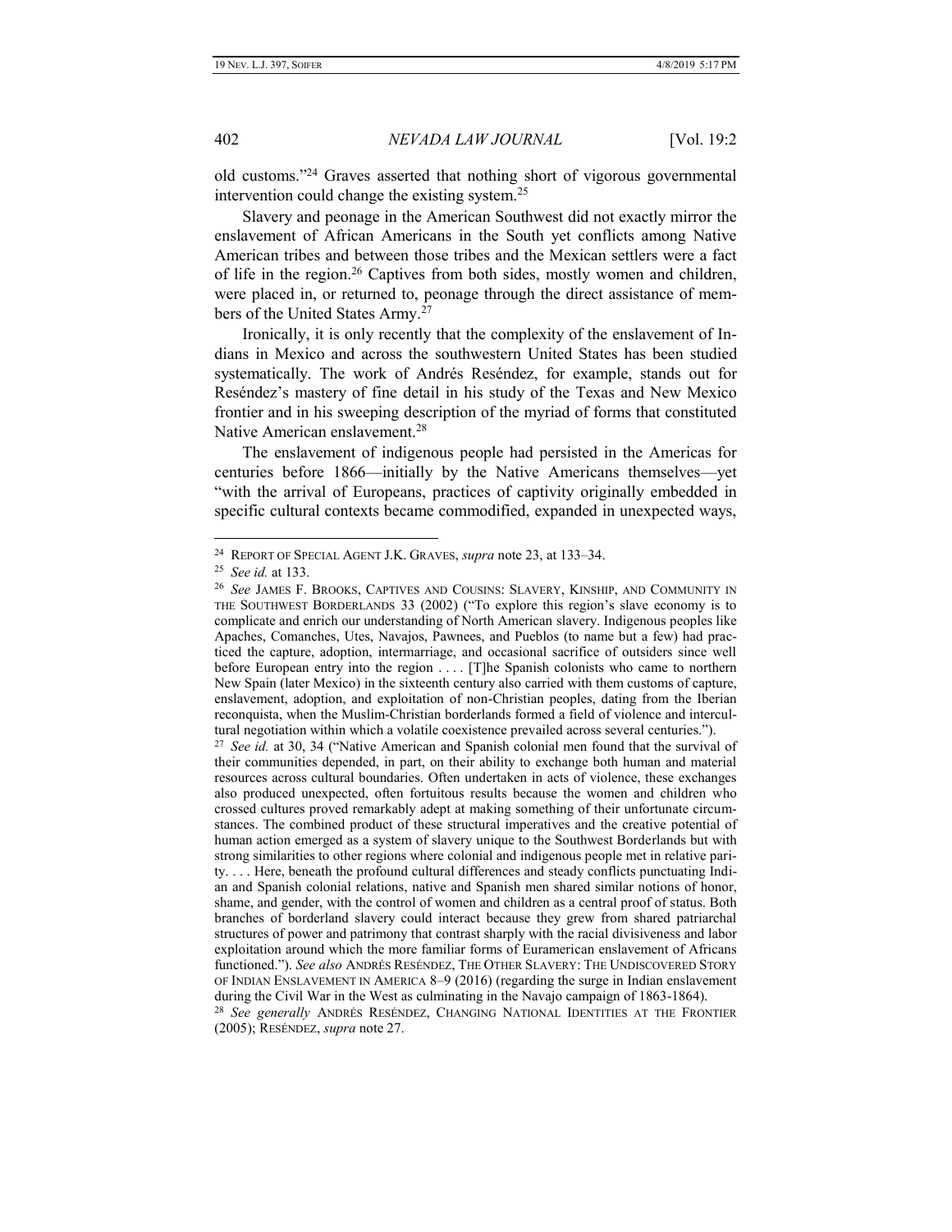old customs."[24] Graves asserted that nothing short of vigorous governmental intervention could change the existing system.[25]

Slavery and peonage in the American Southwest did not exactly mirror the enslavement of African Americans in the South yet conflicts among Native American tribes and between those tribes and the Mexican settlers were a fact of life in the region.[26] Captives from both sides, mostly women and children, were placed in, or returned to, peonage through the direct assistance of members of the United States Army.[27]

Ironically, it is only recently that the complexity of the enslavement of Indians in Mexico and across the southwestern United States has been studied systematically. The work of Andrés Reséndez, for example, stands out for Reséndez's mastery of fine detail in his study of the Texas and New Mexico frontier and in his sweeping description of the myriad of forms that constituted Native American enslavement.[28]

The enslavement of indigenous people had persisted in the Americas for centuries before 1866—initially by the Native Americans themselves—yet "with the arrival of Europeans, practices of captivity originally embedded in specific cultural contexts became commodified, expanded in unexpected ways,

---

[24] REPORT OF SPECIAL AGENT J.K. GRAVES, *supra* note 23, at 133–34.

[25] *See id.* at 133.

[26] *See* JAMES F. BROOKS, CAPTIVES AND COUSINS: SLAVERY, KINSHIP, AND COMMUNITY IN THE SOUTHWEST BORDERLANDS 33 (2002) ("To explore this region's slave economy is to complicate and enrich our understanding of North American slavery. Indigenous peoples like Apaches, Comanches, Utes, Navajos, Pawnees, and Pueblos (to name but a few) had practiced the capture, adoption, intermarriage, and occasional sacrifice of outsiders since well before European entry into the region . . . . [T]he Spanish colonists who came to northern New Spain (later Mexico) in the sixteenth century also carried with them customs of capture, enslavement, adoption, and exploitation of non-Christian peoples, dating from the Iberian reconquista, when the Muslim-Christian borderlands formed a field of violence and intercultural negotiation within which a volatile coexistence prevailed across several centuries.").

[27] *See id.* at 30, 34 ("Native American and Spanish colonial men found that the survival of their communities depended, in part, on their ability to exchange both human and material resources across cultural boundaries. Often undertaken in acts of violence, these exchanges also produced unexpected, often fortuitous results because the women and children who crossed cultures proved remarkably adept at making something of their unfortunate circumstances. The combined product of these structural imperatives and the creative potential of human action emerged as a system of slavery unique to the Southwest Borderlands but with strong similarities to other regions where colonial and indigenous people met in relative parity. . . . Here, beneath the profound cultural differences and steady conflicts punctuating Indian and Spanish colonial relations, native and Spanish men shared similar notions of honor, shame, and gender, with the control of women and children as a central proof of status. Both branches of borderland slavery could interact because they grew from shared patriarchal structures of power and patrimony that contrast sharply with the racial divisiveness and labor exploitation around which the more familiar forms of Euramerican enslavement of Africans functioned."). *See also* ANDRÉS RESÉNDEZ, THE OTHER SLAVERY: THE UNDISCOVERED STORY OF INDIAN ENSLAVEMENT IN AMERICA 8–9 (2016) (regarding the surge in Indian enslavement during the Civil War in the West as culminating in the Navajo campaign of 1863-1864).

[28] *See generally* ANDRÉS RESÉNDEZ, CHANGING NATIONAL IDENTITIES AT THE FRONTIER (2005); RESÉNDEZ, *supra* note 27.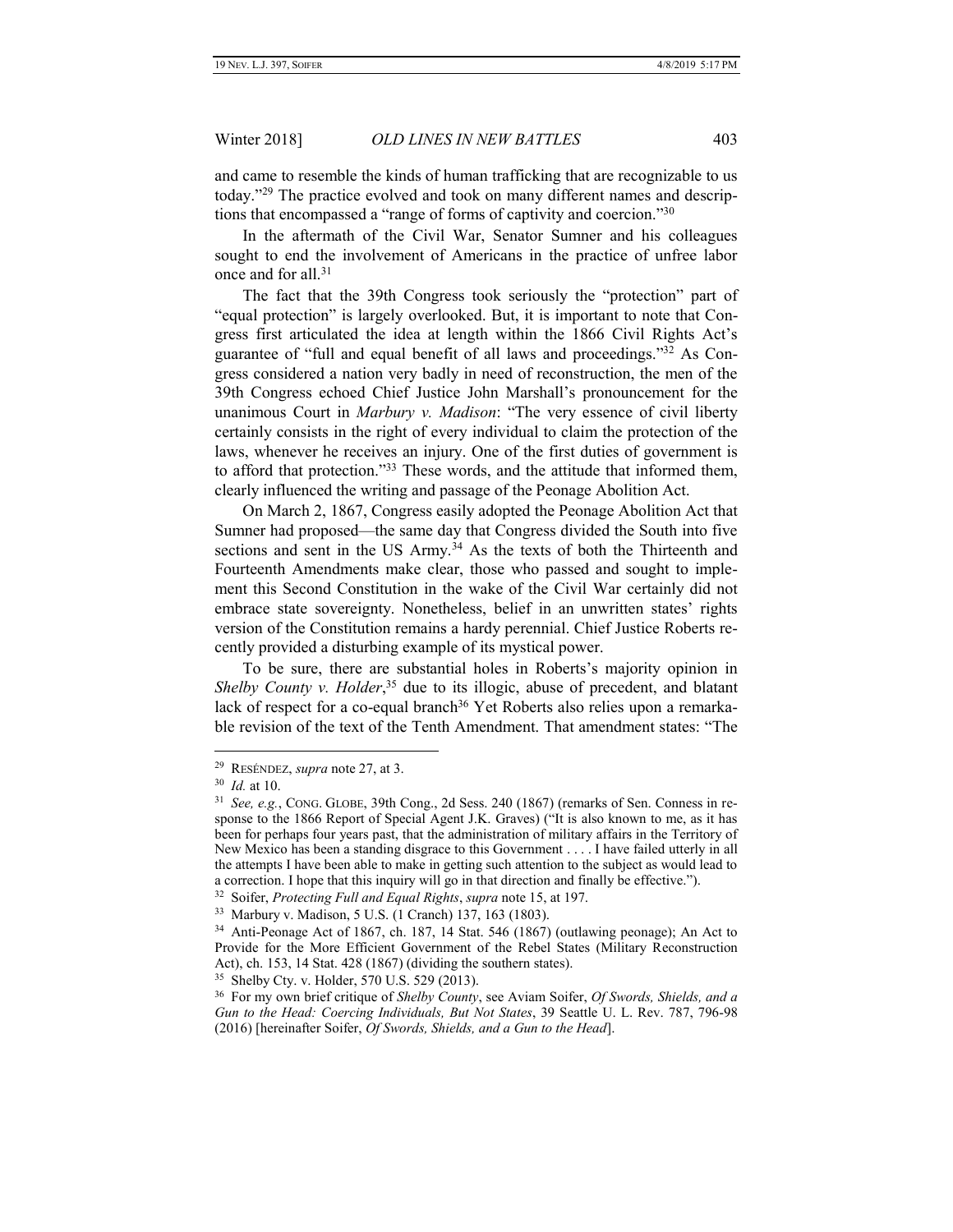and came to resemble the kinds of human trafficking that are recognizable to us today."[29] The practice evolved and took on many different names and descriptions that encompassed a "range of forms of captivity and coercion."[30]

In the aftermath of the Civil War, Senator Sumner and his colleagues sought to end the involvement of Americans in the practice of unfree labor once and for all.[31]

The fact that the 39th Congress took seriously the "protection" part of "equal protection" is largely overlooked. But, it is important to note that Congress first articulated the idea at length within the 1866 Civil Rights Act's guarantee of "full and equal benefit of all laws and proceedings."[32] As Congress considered a nation very badly in need of reconstruction, the men of the 39th Congress echoed Chief Justice John Marshall's pronouncement for the unanimous Court in *Marbury v. Madison*: "The very essence of civil liberty certainly consists in the right of every individual to claim the protection of the laws, whenever he receives an injury. One of the first duties of government is to afford that protection."[33] These words, and the attitude that informed them, clearly influenced the writing and passage of the Peonage Abolition Act.

On March 2, 1867, Congress easily adopted the Peonage Abolition Act that Sumner had proposed—the same day that Congress divided the South into five sections and sent in the US Army.[34] As the texts of both the Thirteenth and Fourteenth Amendments make clear, those who passed and sought to implement this Second Constitution in the wake of the Civil War certainly did not embrace state sovereignty. Nonetheless, belief in an unwritten states' rights version of the Constitution remains a hardy perennial. Chief Justice Roberts recently provided a disturbing example of its mystical power.

To be sure, there are substantial holes in Roberts's majority opinion in *Shelby County v. Holder*,[35] due to its illogic, abuse of precedent, and blatant lack of respect for a co-equal branch[36] Yet Roberts also relies upon a remarkable revision of the text of the Tenth Amendment. That amendment states: "The

---

[29] RESÉNDEZ, *supra* note 27, at 3.

[30] *Id.* at 10.

[31] *See, e.g.*, CONG. GLOBE, 39th Cong., 2d Sess. 240 (1867) (remarks of Sen. Conness in response to the 1866 Report of Special Agent J.K. Graves) ("It is also known to me, as it has been for perhaps four years past, that the administration of military affairs in the Territory of New Mexico has been a standing disgrace to this Government . . . . I have failed utterly in all the attempts I have been able to make in getting such attention to the subject as would lead to a correction. I hope that this inquiry will go in that direction and finally be effective.").

[32] Soifer, *Protecting Full and Equal Rights*, *supra* note 15, at 197.

[33] Marbury v. Madison, 5 U.S. (1 Cranch) 137, 163 (1803).

[34] Anti-Peonage Act of 1867, ch. 187, 14 Stat. 546 (1867) (outlawing peonage); An Act to Provide for the More Efficient Government of the Rebel States (Military Reconstruction Act), ch. 153, 14 Stat. 428 (1867) (dividing the southern states).

[35] Shelby Cty. v. Holder, 570 U.S. 529 (2013).

[36] For my own brief critique of *Shelby County*, see Aviam Soifer, *Of Swords, Shields, and a Gun to the Head: Coercing Individuals, But Not States*, 39 Seattle U. L. Rev. 787, 796-98 (2016) [hereinafter Soifer, *Of Swords, Shields, and a Gun to the Head*].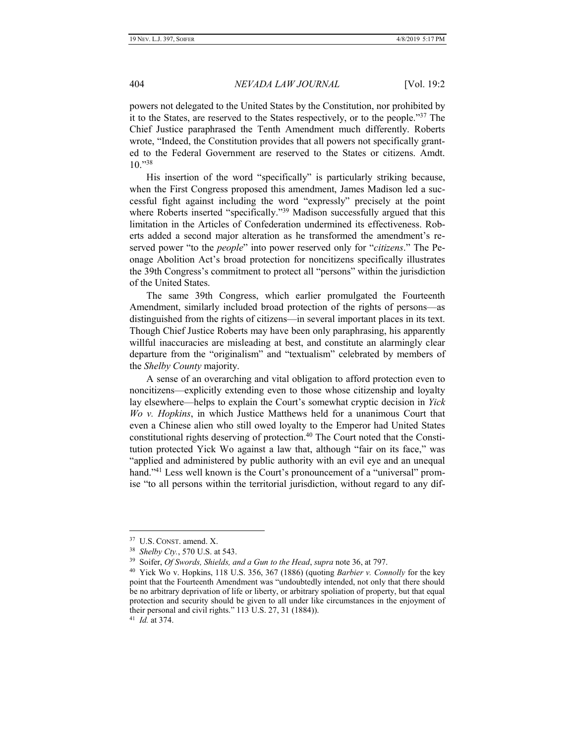powers not delegated to the United States by the Constitution, nor prohibited by it to the States, are reserved to the States respectively, or to the people."[37] The Chief Justice paraphrased the Tenth Amendment much differently. Roberts wrote, "Indeed, the Constitution provides that all powers not specifically granted to the Federal Government are reserved to the States or citizens. Amdt. 10."[38]

His insertion of the word "specifically" is particularly striking because, when the First Congress proposed this amendment, James Madison led a successful fight against including the word "expressly" precisely at the point where Roberts inserted "specifically."[39] Madison successfully argued that this limitation in the Articles of Confederation undermined its effectiveness. Roberts added a second major alteration as he transformed the amendment's reserved power "to the *people*" into power reserved only for "*citizens*." The Peonage Abolition Act's broad protection for noncitizens specifically illustrates the 39th Congress's commitment to protect all "persons" within the jurisdiction of the United States.

The same 39th Congress, which earlier promulgated the Fourteenth Amendment, similarly included broad protection of the rights of persons—as distinguished from the rights of citizens—in several important places in its text. Though Chief Justice Roberts may have been only paraphrasing, his apparently willful inaccuracies are misleading at best, and constitute an alarmingly clear departure from the "originalism" and "textualism" celebrated by members of the *Shelby County* majority.

A sense of an overarching and vital obligation to afford protection even to noncitizens—explicitly extending even to those whose citizenship and loyalty lay elsewhere—helps to explain the Court's somewhat cryptic decision in *Yick Wo v. Hopkins*, in which Justice Matthews held for a unanimous Court that even a Chinese alien who still owed loyalty to the Emperor had United States constitutional rights deserving of protection.[40] The Court noted that the Constitution protected Yick Wo against a law that, although "fair on its face," was "applied and administered by public authority with an evil eye and an unequal hand."[41] Less well known is the Court's pronouncement of a "universal" promise "to all persons within the territorial jurisdiction, without regard to any dif-

---

[37] U.S. CONST. amend. X.

[38] *Shelby Cty.*, 570 U.S. at 543.

[39] Soifer, *Of Swords, Shields, and a Gun to the Head*, *supra* note 36, at 797.

[40] Yick Wo v. Hopkins, 118 U.S. 356, 367 (1886) (quoting *Barbier v. Connolly* for the key point that the Fourteenth Amendment was "undoubtedly intended, not only that there should be no arbitrary deprivation of life or liberty, or arbitrary spoliation of property, but that equal protection and security should be given to all under like circumstances in the enjoyment of their personal and civil rights." 113 U.S. 27, 31 (1884)).

[41] *Id.* at 374.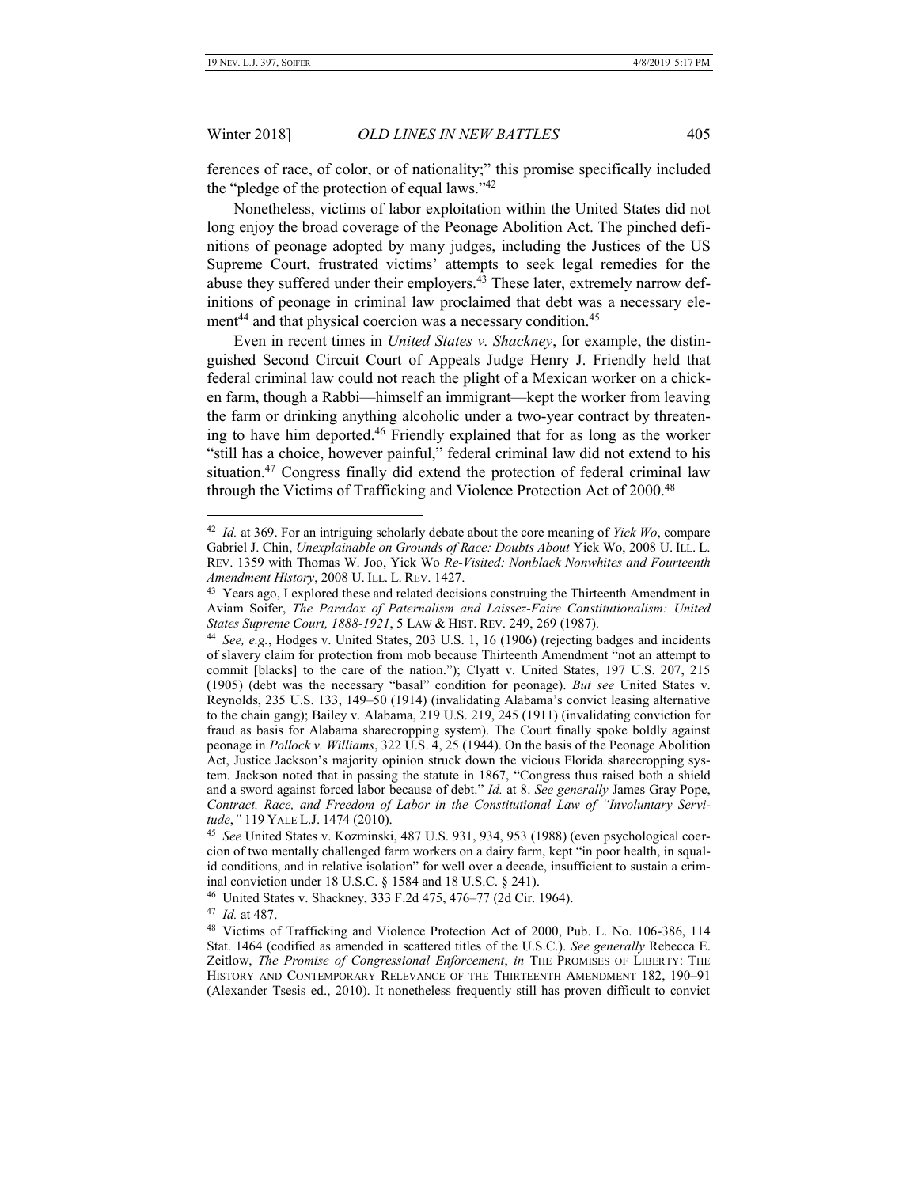ferences of race, of color, or of nationality;" this promise specifically included the "pledge of the protection of equal laws."[42]

Nonetheless, victims of labor exploitation within the United States did not long enjoy the broad coverage of the Peonage Abolition Act. The pinched definitions of peonage adopted by many judges, including the Justices of the US Supreme Court, frustrated victims' attempts to seek legal remedies for the abuse they suffered under their employers.[43] These later, extremely narrow definitions of peonage in criminal law proclaimed that debt was a necessary element[44] and that physical coercion was a necessary condition.[45]

Even in recent times in *United States v. Shackney*, for example, the distinguished Second Circuit Court of Appeals Judge Henry J. Friendly held that federal criminal law could not reach the plight of a Mexican worker on a chicken farm, though a Rabbi—himself an immigrant—kept the worker from leaving the farm or drinking anything alcoholic under a two-year contract by threatening to have him deported.[46] Friendly explained that for as long as the worker "still has a choice, however painful," federal criminal law did not extend to his situation.[47] Congress finally did extend the protection of federal criminal law through the Victims of Trafficking and Violence Protection Act of 2000.[48]

---

[42] *Id.* at 369. For an intriguing scholarly debate about the core meaning of *Yick Wo*, compare Gabriel J. Chin, *Unexplainable on Grounds of Race: Doubts About* Yick Wo, 2008 U. ILL. L. REV. 1359 with Thomas W. Joo, Yick Wo *Re-Visited: Nonblack Nonwhites and Fourteenth Amendment History*, 2008 U. ILL. L. REV. 1427.

[43] Years ago, I explored these and related decisions construing the Thirteenth Amendment in Aviam Soifer, *The Paradox of Paternalism and Laissez-Faire Constitutionalism: United States Supreme Court, 1888-1921*, 5 LAW & HIST. REV. 249, 269 (1987).

[44] *See, e.g.*, Hodges v. United States, 203 U.S. 1, 16 (1906) (rejecting badges and incidents of slavery claim for protection from mob because Thirteenth Amendment "not an attempt to commit [blacks] to the care of the nation."); Clyatt v. United States, 197 U.S. 207, 215 (1905) (debt was the necessary "basal" condition for peonage). *But see* United States v. Reynolds, 235 U.S. 133, 149–50 (1914) (invalidating Alabama's convict leasing alternative to the chain gang); Bailey v. Alabama, 219 U.S. 219, 245 (1911) (invalidating conviction for fraud as basis for Alabama sharecropping system). The Court finally spoke boldly against peonage in *Pollock v. Williams*, 322 U.S. 4, 25 (1944). On the basis of the Peonage Abolition Act, Justice Jackson's majority opinion struck down the vicious Florida sharecropping system. Jackson noted that in passing the statute in 1867, "Congress thus raised both a shield and a sword against forced labor because of debt." *Id.* at 8. *See generally* James Gray Pope, *Contract, Race, and Freedom of Labor in the Constitutional Law of "Involuntary Servitude*,*"* 119 YALE L.J. 1474 (2010).

[45] *See* United States v. Kozminski, 487 U.S. 931, 934, 953 (1988) (even psychological coercion of two mentally challenged farm workers on a dairy farm, kept "in poor health, in squalid conditions, and in relative isolation" for well over a decade, insufficient to sustain a criminal conviction under 18 U.S.C. § 1584 and 18 U.S.C. § 241).

[46] United States v. Shackney, 333 F.2d 475, 476–77 (2d Cir. 1964).

[47] *Id.* at 487.

[48] Victims of Trafficking and Violence Protection Act of 2000, Pub. L. No. 106-386, 114 Stat. 1464 (codified as amended in scattered titles of the U.S.C.). *See generally* Rebecca E. Zeitlow, *The Promise of Congressional Enforcement*, *in* THE PROMISES OF LIBERTY: THE HISTORY AND CONTEMPORARY RELEVANCE OF THE THIRTEENTH AMENDMENT 182, 190–91 (Alexander Tsesis ed., 2010). It nonetheless frequently still has proven difficult to convict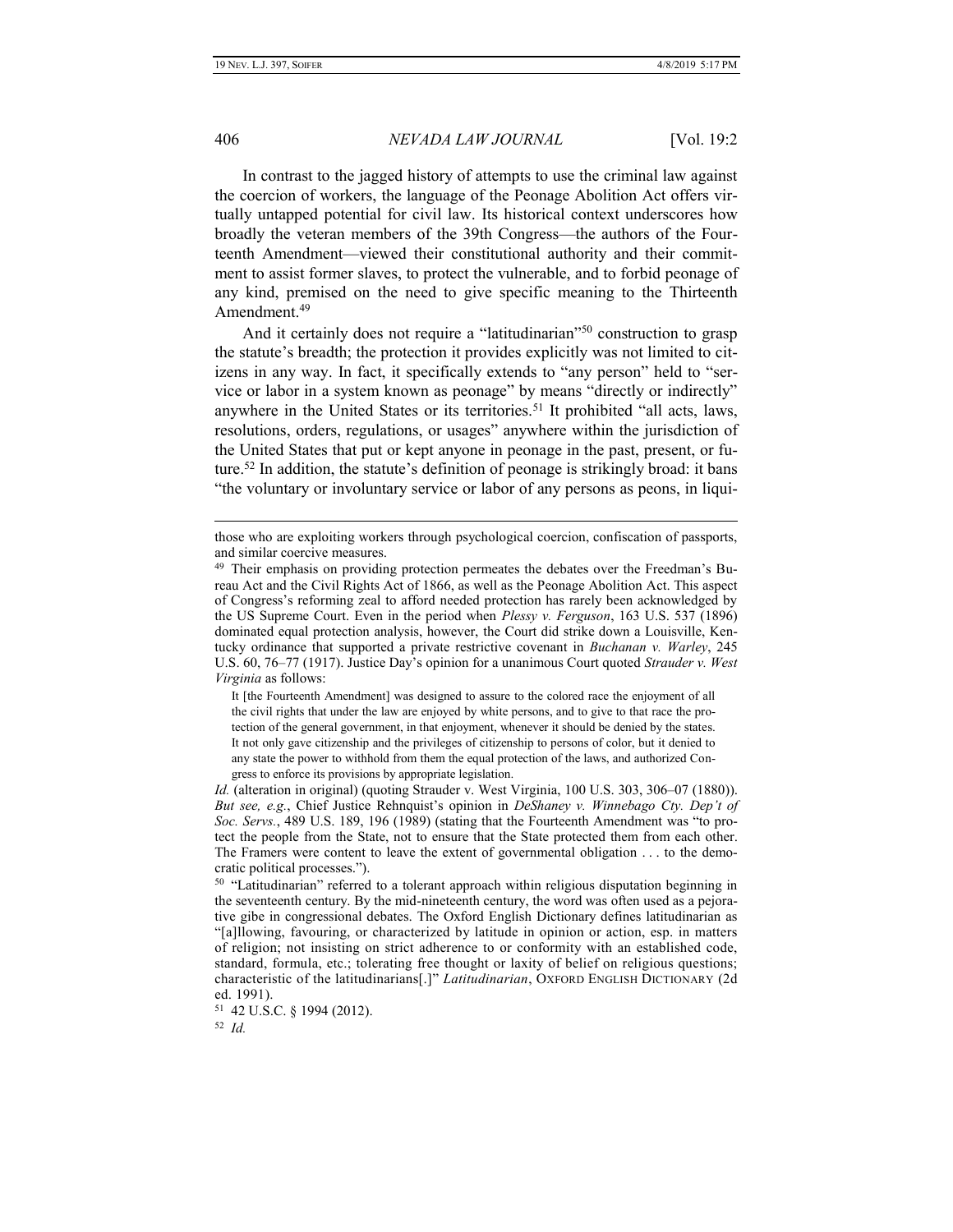In contrast to the jagged history of attempts to use the criminal law against the coercion of workers, the language of the Peonage Abolition Act offers virtually untapped potential for civil law. Its historical context underscores how broadly the veteran members of the 39th Congress—the authors of the Fourteenth Amendment—viewed their constitutional authority and their commitment to assist former slaves, to protect the vulnerable, and to forbid peonage of any kind, premised on the need to give specific meaning to the Thirteenth Amendment.[49]

And it certainly does not require a "latitudinarian"[50] construction to grasp the statute's breadth; the protection it provides explicitly was not limited to citizens in any way. In fact, it specifically extends to "any person" held to "service or labor in a system known as peonage" by means "directly or indirectly" anywhere in the United States or its territories.[51] It prohibited "all acts, laws, resolutions, orders, regulations, or usages" anywhere within the jurisdiction of the United States that put or kept anyone in peonage in the past, present, or future.[52] In addition, the statute's definition of peonage is strikingly broad: it bans "the voluntary or involuntary service or labor of any persons as peons, in liqui-

---

those who are exploiting workers through psychological coercion, confiscation of passports, and similar coercive measures.

[49] Their emphasis on providing protection permeates the debates over the Freedman's Bureau Act and the Civil Rights Act of 1866, as well as the Peonage Abolition Act. This aspect of Congress's reforming zeal to afford needed protection has rarely been acknowledged by the US Supreme Court. Even in the period when *Plessy v. Ferguson*, 163 U.S. 537 (1896) dominated equal protection analysis, however, the Court did strike down a Louisville, Kentucky ordinance that supported a private restrictive covenant in *Buchanan v. Warley*, 245 U.S. 60, 76–77 (1917). Justice Day's opinion for a unanimous Court quoted *Strauder v. West Virginia* as follows:

> It [the Fourteenth Amendment] was designed to assure to the colored race the enjoyment of all the civil rights that under the law are enjoyed by white persons, and to give to that race the protection of the general government, in that enjoyment, whenever it should be denied by the states. It not only gave citizenship and the privileges of citizenship to persons of color, but it denied to any state the power to withhold from them the equal protection of the laws, and authorized Congress to enforce its provisions by appropriate legislation.

*Id.* (alteration in original) (quoting Strauder v. West Virginia, 100 U.S. 303, 306–07 (1880)). *But see, e.g.*, Chief Justice Rehnquist's opinion in *DeShaney v. Winnebago Cty. Dep't of Soc. Servs.*, 489 U.S. 189, 196 (1989) (stating that the Fourteenth Amendment was "to protect the people from the State, not to ensure that the State protected them from each other. The Framers were content to leave the extent of governmental obligation . . . to the democratic political processes.").

[50] "Latitudinarian" referred to a tolerant approach within religious disputation beginning in the seventeenth century. By the mid-nineteenth century, the word was often used as a pejorative gibe in congressional debates. The Oxford English Dictionary defines latitudinarian as "[a]llowing, favouring, or characterized by latitude in opinion or action, esp. in matters of religion; not insisting on strict adherence to or conformity with an established code, standard, formula, etc.; tolerating free thought or laxity of belief on religious questions; characteristic of the latitudinarians[.]" *Latitudinarian*, OXFORD ENGLISH DICTIONARY (2d ed. 1991).

[51] 42 U.S.C. § 1994 (2012).

[52] *Id.*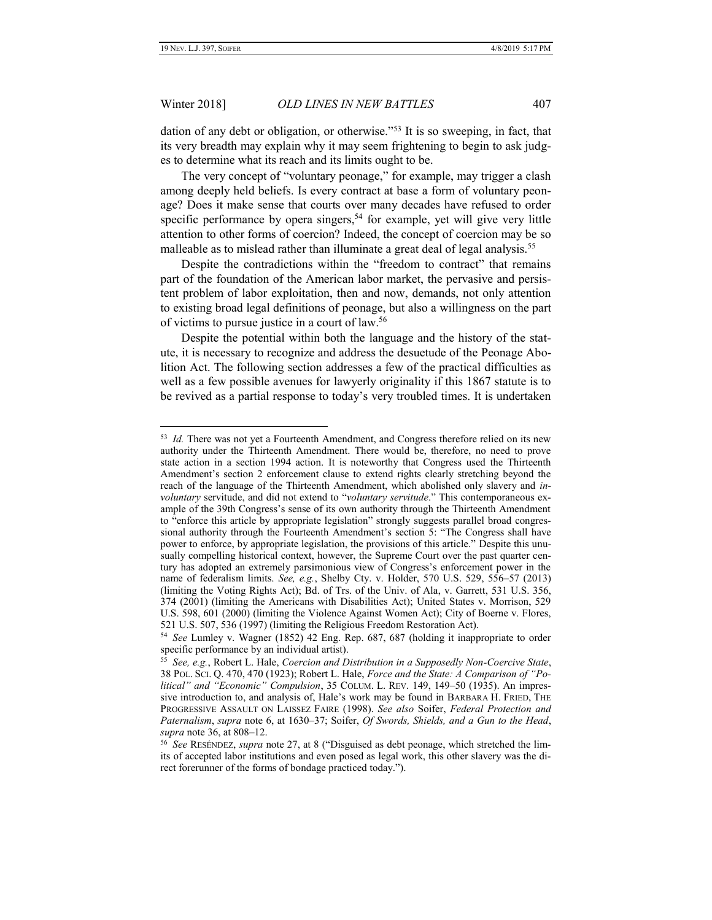dation of any debt or obligation, or otherwise."[53] It is so sweeping, in fact, that its very breadth may explain why it may seem frightening to begin to ask judges to determine what its reach and its limits ought to be.

The very concept of "voluntary peonage," for example, may trigger a clash among deeply held beliefs. Is every contract at base a form of voluntary peonage? Does it make sense that courts over many decades have refused to order specific performance by opera singers,[54] for example, yet will give very little attention to other forms of coercion? Indeed, the concept of coercion may be so malleable as to mislead rather than illuminate a great deal of legal analysis.[55]

Despite the contradictions within the "freedom to contract" that remains part of the foundation of the American labor market, the pervasive and persistent problem of labor exploitation, then and now, demands, not only attention to existing broad legal definitions of peonage, but also a willingness on the part of victims to pursue justice in a court of law.[56]

Despite the potential within both the language and the history of the statute, it is necessary to recognize and address the desuetude of the Peonage Abolition Act. The following section addresses a few of the practical difficulties as well as a few possible avenues for lawyerly originality if this 1867 statute is to be revived as a partial response to today's very troubled times. It is undertaken

---

[53] *Id.* There was not yet a Fourteenth Amendment, and Congress therefore relied on its new authority under the Thirteenth Amendment. There would be, therefore, no need to prove state action in a section 1994 action. It is noteworthy that Congress used the Thirteenth Amendment's section 2 enforcement clause to extend rights clearly stretching beyond the reach of the language of the Thirteenth Amendment, which abolished only slavery and *involuntary* servitude, and did not extend to "*voluntary servitude*." This contemporaneous example of the 39th Congress's sense of its own authority through the Thirteenth Amendment to "enforce this article by appropriate legislation" strongly suggests parallel broad congressional authority through the Fourteenth Amendment's section 5: "The Congress shall have power to enforce, by appropriate legislation, the provisions of this article." Despite this unusually compelling historical context, however, the Supreme Court over the past quarter century has adopted an extremely parsimonious view of Congress's enforcement power in the name of federalism limits. *See, e.g.*, Shelby Cty. v. Holder, 570 U.S. 529, 556–57 (2013) (limiting the Voting Rights Act); Bd. of Trs. of the Univ. of Ala, v. Garrett, 531 U.S. 356, 374 (2001) (limiting the Americans with Disabilities Act); United States v. Morrison, 529 U.S. 598, 601 (2000) (limiting the Violence Against Women Act); City of Boerne v. Flores, 521 U.S. 507, 536 (1997) (limiting the Religious Freedom Restoration Act).

[54] *See* Lumley v. Wagner (1852) 42 Eng. Rep. 687, 687 (holding it inappropriate to order specific performance by an individual artist).

[55] *See, e.g.*, Robert L. Hale, *Coercion and Distribution in a Supposedly Non-Coercive State*, 38 POL. SCI. Q. 470, 470 (1923); Robert L. Hale, *Force and the State: A Comparison of "Political" and "Economic" Compulsion*, 35 COLUM. L. REV. 149, 149–50 (1935). An impressive introduction to, and analysis of, Hale's work may be found in BARBARA H. FRIED, THE PROGRESSIVE ASSAULT ON LAISSEZ FAIRE (1998). *See also* Soifer, *Federal Protection and Paternalism*, *supra* note 6, at 1630–37; Soifer, *Of Swords, Shields, and a Gun to the Head*, *supra* note 36, at 808–12.

[56] *See* RESÉNDEZ, *supra* note 27, at 8 ("Disguised as debt peonage, which stretched the limits of accepted labor institutions and even posed as legal work, this other slavery was the direct forerunner of the forms of bondage practiced today.").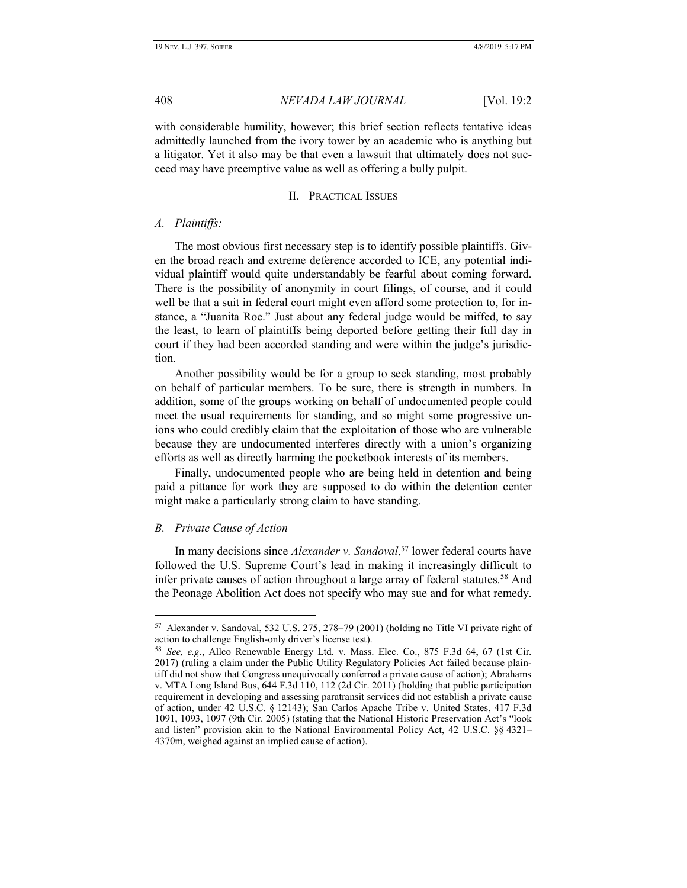with considerable humility, however; this brief section reflects tentative ideas admittedly launched from the ivory tower by an academic who is anything but a litigator. Yet it also may be that even a lawsuit that ultimately does not succeed may have preemptive value as well as offering a bully pulpit.

## II. Practical Issues

### *A. Plaintiffs:*

The most obvious first necessary step is to identify possible plaintiffs. Given the broad reach and extreme deference accorded to ICE, any potential individual plaintiff would quite understandably be fearful about coming forward. There is the possibility of anonymity in court filings, of course, and it could well be that a suit in federal court might even afford some protection to, for instance, a "Juanita Roe." Just about any federal judge would be miffed, to say the least, to learn of plaintiffs being deported before getting their full day in court if they had been accorded standing and were within the judge's jurisdiction.

Another possibility would be for a group to seek standing, most probably on behalf of particular members. To be sure, there is strength in numbers. In addition, some of the groups working on behalf of undocumented people could meet the usual requirements for standing, and so might some progressive unions who could credibly claim that the exploitation of those who are vulnerable because they are undocumented interferes directly with a union's organizing efforts as well as directly harming the pocketbook interests of its members.

Finally, undocumented people who are being held in detention and being paid a pittance for work they are supposed to do within the detention center might make a particularly strong claim to have standing.

### *B. Private Cause of Action*

In many decisions since *Alexander v. Sandoval*,[57] lower federal courts have followed the U.S. Supreme Court's lead in making it increasingly difficult to infer private causes of action throughout a large array of federal statutes.[58] And the Peonage Abolition Act does not specify who may sue and for what remedy.

---

[57] Alexander v. Sandoval, 532 U.S. 275, 278–79 (2001) (holding no Title VI private right of action to challenge English-only driver's license test).

[58] *See, e.g.*, Allco Renewable Energy Ltd. v. Mass. Elec. Co., 875 F.3d 64, 67 (1st Cir. 2017) (ruling a claim under the Public Utility Regulatory Policies Act failed because plaintiff did not show that Congress unequivocally conferred a private cause of action); Abrahams v. MTA Long Island Bus, 644 F.3d 110, 112 (2d Cir. 2011) (holding that public participation requirement in developing and assessing paratransit services did not establish a private cause of action, under 42 U.S.C. § 12143); San Carlos Apache Tribe v. United States, 417 F.3d 1091, 1093, 1097 (9th Cir. 2005) (stating that the National Historic Preservation Act's "look and listen" provision akin to the National Environmental Policy Act, 42 U.S.C. §§ 4321–4370m, weighed against an implied cause of action).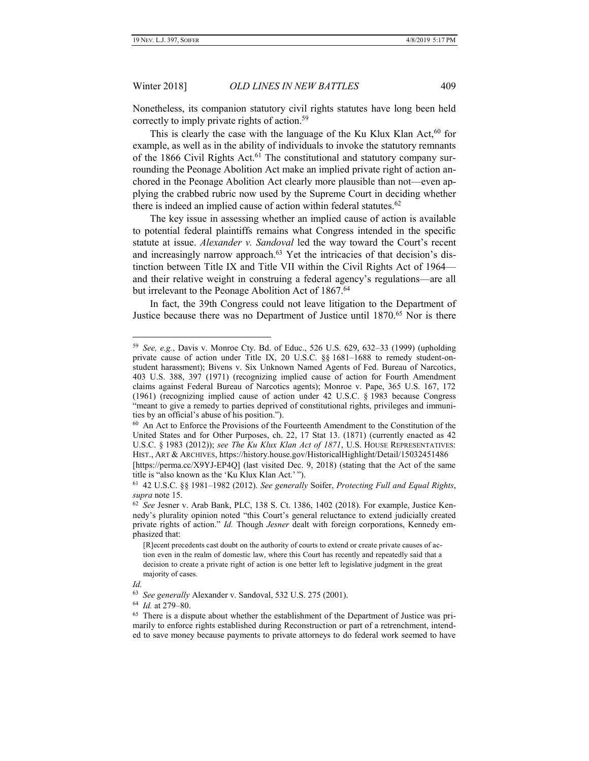Nonetheless, its companion statutory civil rights statutes have long been held correctly to imply private rights of action.[59]

This is clearly the case with the language of the Ku Klux Klan Act,[60] for example, as well as in the ability of individuals to invoke the statutory remnants of the 1866 Civil Rights Act.[61] The constitutional and statutory company surrounding the Peonage Abolition Act make an implied private right of action anchored in the Peonage Abolition Act clearly more plausible than not—even applying the crabbed rubric now used by the Supreme Court in deciding whether there is indeed an implied cause of action within federal statutes.[62]

The key issue in assessing whether an implied cause of action is available to potential federal plaintiffs remains what Congress intended in the specific statute at issue. *Alexander v. Sandoval* led the way toward the Court's recent and increasingly narrow approach.[63] Yet the intricacies of that decision's distinction between Title IX and Title VII within the Civil Rights Act of 1964—and their relative weight in construing a federal agency's regulations—are all but irrelevant to the Peonage Abolition Act of 1867.[64]

In fact, the 39th Congress could not leave litigation to the Department of Justice because there was no Department of Justice until 1870.[65] Nor is there

---

[59] *See, e.g.*, Davis v. Monroe Cty. Bd. of Educ., 526 U.S. 629, 632–33 (1999) (upholding private cause of action under Title IX, 20 U.S.C. §§ 1681–1688 to remedy student-on-student harassment); Bivens v. Six Unknown Named Agents of Fed. Bureau of Narcotics, 403 U.S. 388, 397 (1971) (recognizing implied cause of action for Fourth Amendment claims against Federal Bureau of Narcotics agents); Monroe v. Pape, 365 U.S. 167, 172 (1961) (recognizing implied cause of action under 42 U.S.C. § 1983 because Congress "meant to give a remedy to parties deprived of constitutional rights, privileges and immunities by an official's abuse of his position.").

[60] An Act to Enforce the Provisions of the Fourteenth Amendment to the Constitution of the United States and for Other Purposes, ch. 22, 17 Stat 13. (1871) (currently enacted as 42 U.S.C. § 1983 (2012)); *see The Ku Klux Klan Act of 1871*, U.S. HOUSE REPRESENTATIVES: HIST., ART & ARCHIVES, https://history.house.gov/HistoricalHighlight/Detail/15032451486 [https://perma.cc/X9YJ-EP4Q] (last visited Dec. 9, 2018) (stating that the Act of the same title is "also known as the 'Ku Klux Klan Act.' ").

[61] 42 U.S.C. §§ 1981–1982 (2012). *See generally* Soifer, *Protecting Full and Equal Rights*, *supra* note 15.

[62] *See* Jesner v. Arab Bank, PLC, 138 S. Ct. 1386, 1402 (2018). For example, Justice Kennedy's plurality opinion noted "this Court's general reluctance to extend judicially created private rights of action." *Id.* Though *Jesner* dealt with foreign corporations, Kennedy emphasized that:

> [R]ecent precedents cast doubt on the authority of courts to extend or create private causes of action even in the realm of domestic law, where this Court has recently and repeatedly said that a decision to create a private right of action is one better left to legislative judgment in the great majority of cases.

*Id.*

[63] *See generally* Alexander v. Sandoval, 532 U.S. 275 (2001).

[64] *Id.* at 279–80.

[65] There is a dispute about whether the establishment of the Department of Justice was primarily to enforce rights established during Reconstruction or part of a retrenchment, intended to save money because payments to private attorneys to do federal work seemed to have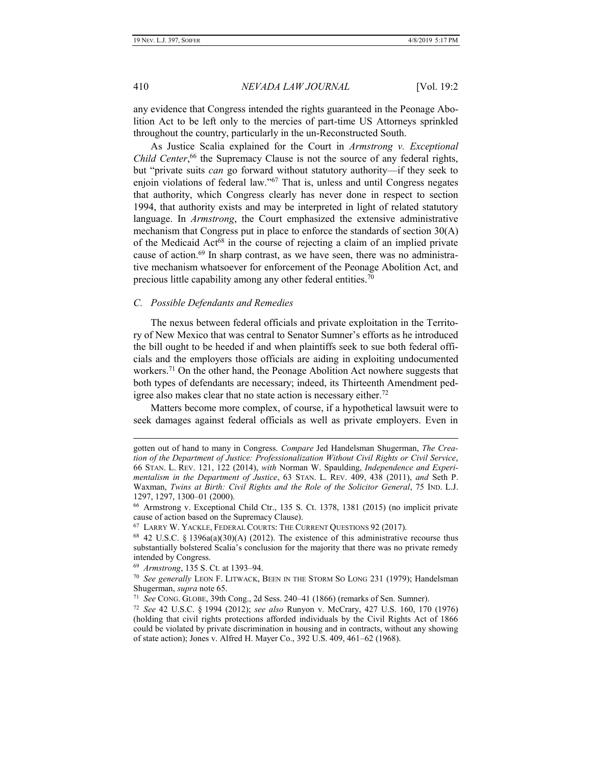any evidence that Congress intended the rights guaranteed in the Peonage Abolition Act to be left only to the mercies of part-time US Attorneys sprinkled throughout the country, particularly in the un-Reconstructed South.

As Justice Scalia explained for the Court in *Armstrong v. Exceptional Child Center*,[66] the Supremacy Clause is not the source of any federal rights, but "private suits *can* go forward without statutory authority—if they seek to enjoin violations of federal law."[67] That is, unless and until Congress negates that authority, which Congress clearly has never done in respect to section 1994, that authority exists and may be interpreted in light of related statutory language. In *Armstrong*, the Court emphasized the extensive administrative mechanism that Congress put in place to enforce the standards of section 30(A) of the Medicaid Act[68] in the course of rejecting a claim of an implied private cause of action.[69] In sharp contrast, as we have seen, there was no administrative mechanism whatsoever for enforcement of the Peonage Abolition Act, and precious little capability among any other federal entities.[70]

### *C. Possible Defendants and Remedies*

The nexus between federal officials and private exploitation in the Territory of New Mexico that was central to Senator Sumner's efforts as he introduced the bill ought to be heeded if and when plaintiffs seek to sue both federal officials and the employers those officials are aiding in exploiting undocumented workers.[71] On the other hand, the Peonage Abolition Act nowhere suggests that both types of defendants are necessary; indeed, its Thirteenth Amendment pedigree also makes clear that no state action is necessary either.[72]

Matters become more complex, of course, if a hypothetical lawsuit were to seek damages against federal officials as well as private employers. Even in

---

gotten out of hand to many in Congress. *Compare* Jed Handelsman Shugerman, *The Creation of the Department of Justice: Professionalization Without Civil Rights or Civil Service*, 66 STAN. L. REV. 121, 122 (2014), *with* Norman W. Spaulding, *Independence and Experimentalism in the Department of Justice*, 63 STAN. L. REV. 409, 438 (2011), *and* Seth P. Waxman, *Twins at Birth: Civil Rights and the Role of the Solicitor General*, 75 IND. L.J. 1297, 1297, 1300–01 (2000).

[66] Armstrong v. Exceptional Child Ctr., 135 S. Ct. 1378, 1381 (2015) (no implicit private cause of action based on the Supremacy Clause).

[67] LARRY W. YACKLE, FEDERAL COURTS: THE CURRENT QUESTIONS 92 (2017).

[68] 42 U.S.C. § 1396a(a)(30)(A) (2012). The existence of this administrative recourse thus substantially bolstered Scalia's conclusion for the majority that there was no private remedy intended by Congress.

[69] *Armstrong*, 135 S. Ct. at 1393–94.

[70] *See generally* LEON F. LITWACK, BEEN IN THE STORM SO LONG 231 (1979); Handelsman Shugerman, *supra* note 65.

[71] *See* CONG. GLOBE, 39th Cong., 2d Sess. 240–41 (1866) (remarks of Sen. Sumner).

[72] *See* 42 U.S.C. § 1994 (2012); *see also* Runyon v. McCrary, 427 U.S. 160, 170 (1976) (holding that civil rights protections afforded individuals by the Civil Rights Act of 1866 could be violated by private discrimination in housing and in contracts, without any showing of state action); Jones v. Alfred H. Mayer Co., 392 U.S. 409, 461–62 (1968).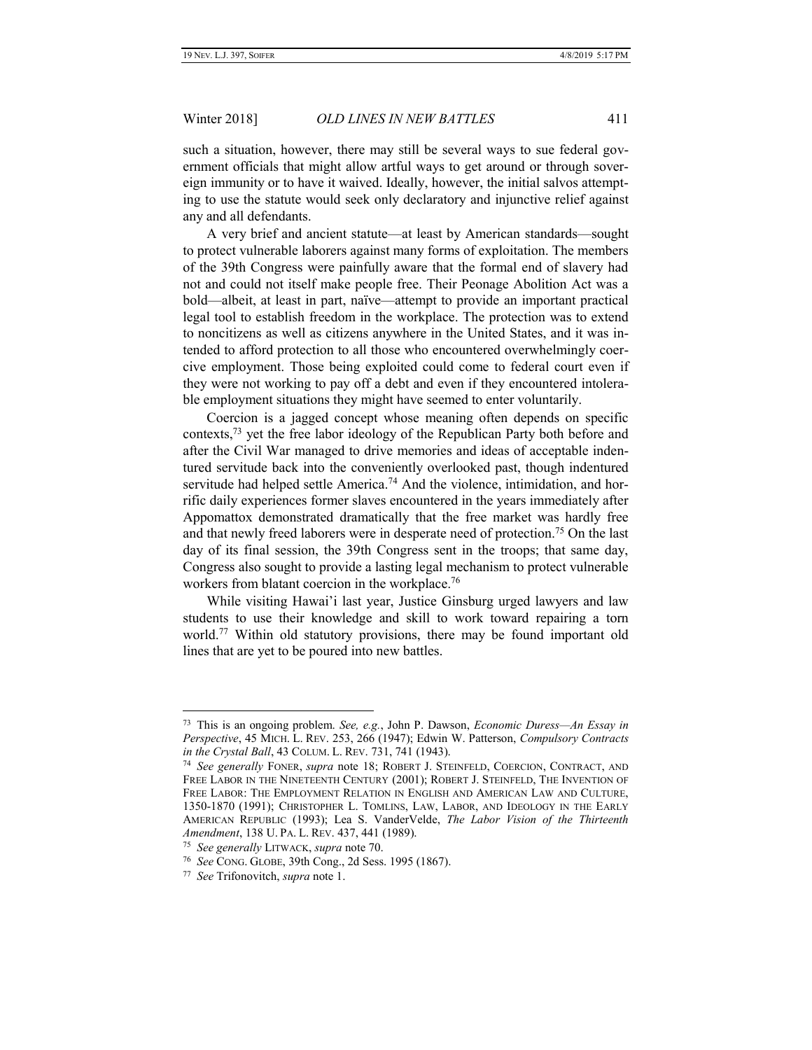such a situation, however, there may still be several ways to sue federal government officials that might allow artful ways to get around or through sovereign immunity or to have it waived. Ideally, however, the initial salvos attempting to use the statute would seek only declaratory and injunctive relief against any and all defendants.

A very brief and ancient statute—at least by American standards—sought to protect vulnerable laborers against many forms of exploitation. The members of the 39th Congress were painfully aware that the formal end of slavery had not and could not itself make people free. Their Peonage Abolition Act was a bold—albeit, at least in part, naïve—attempt to provide an important practical legal tool to establish freedom in the workplace. The protection was to extend to noncitizens as well as citizens anywhere in the United States, and it was intended to afford protection to all those who encountered overwhelmingly coercive employment. Those being exploited could come to federal court even if they were not working to pay off a debt and even if they encountered intolerable employment situations they might have seemed to enter voluntarily.

Coercion is a jagged concept whose meaning often depends on specific contexts,[73] yet the free labor ideology of the Republican Party both before and after the Civil War managed to drive memories and ideas of acceptable indentured servitude back into the conveniently overlooked past, though indentured servitude had helped settle America.[74] And the violence, intimidation, and horrific daily experiences former slaves encountered in the years immediately after Appomattox demonstrated dramatically that the free market was hardly free and that newly freed laborers were in desperate need of protection.[75] On the last day of its final session, the 39th Congress sent in the troops; that same day, Congress also sought to provide a lasting legal mechanism to protect vulnerable workers from blatant coercion in the workplace.[76]

While visiting Hawai'i last year, Justice Ginsburg urged lawyers and law students to use their knowledge and skill to work toward repairing a torn world.[77] Within old statutory provisions, there may be found important old lines that are yet to be poured into new battles.

---

[73] This is an ongoing problem. *See, e.g.*, John P. Dawson, *Economic Duress—An Essay in Perspective*, 45 MICH. L. REV. 253, 266 (1947); Edwin W. Patterson, *Compulsory Contracts in the Crystal Ball*, 43 COLUM. L. REV. 731, 741 (1943).

[74] *See generally* FONER, *supra* note 18; ROBERT J. STEINFELD, COERCION, CONTRACT, AND FREE LABOR IN THE NINETEENTH CENTURY (2001); ROBERT J. STEINFELD, THE INVENTION OF FREE LABOR: THE EMPLOYMENT RELATION IN ENGLISH AND AMERICAN LAW AND CULTURE, 1350-1870 (1991); CHRISTOPHER L. TOMLINS, LAW, LABOR, AND IDEOLOGY IN THE EARLY AMERICAN REPUBLIC (1993); Lea S. VanderVelde, *The Labor Vision of the Thirteenth Amendment*, 138 U. PA. L. REV. 437, 441 (1989).

[75] *See generally* LITWACK, *supra* note 70.

[76] *See* CONG. GLOBE, 39th Cong., 2d Sess. 1995 (1867).

[77] *See* Trifonovitch, *supra* note 1.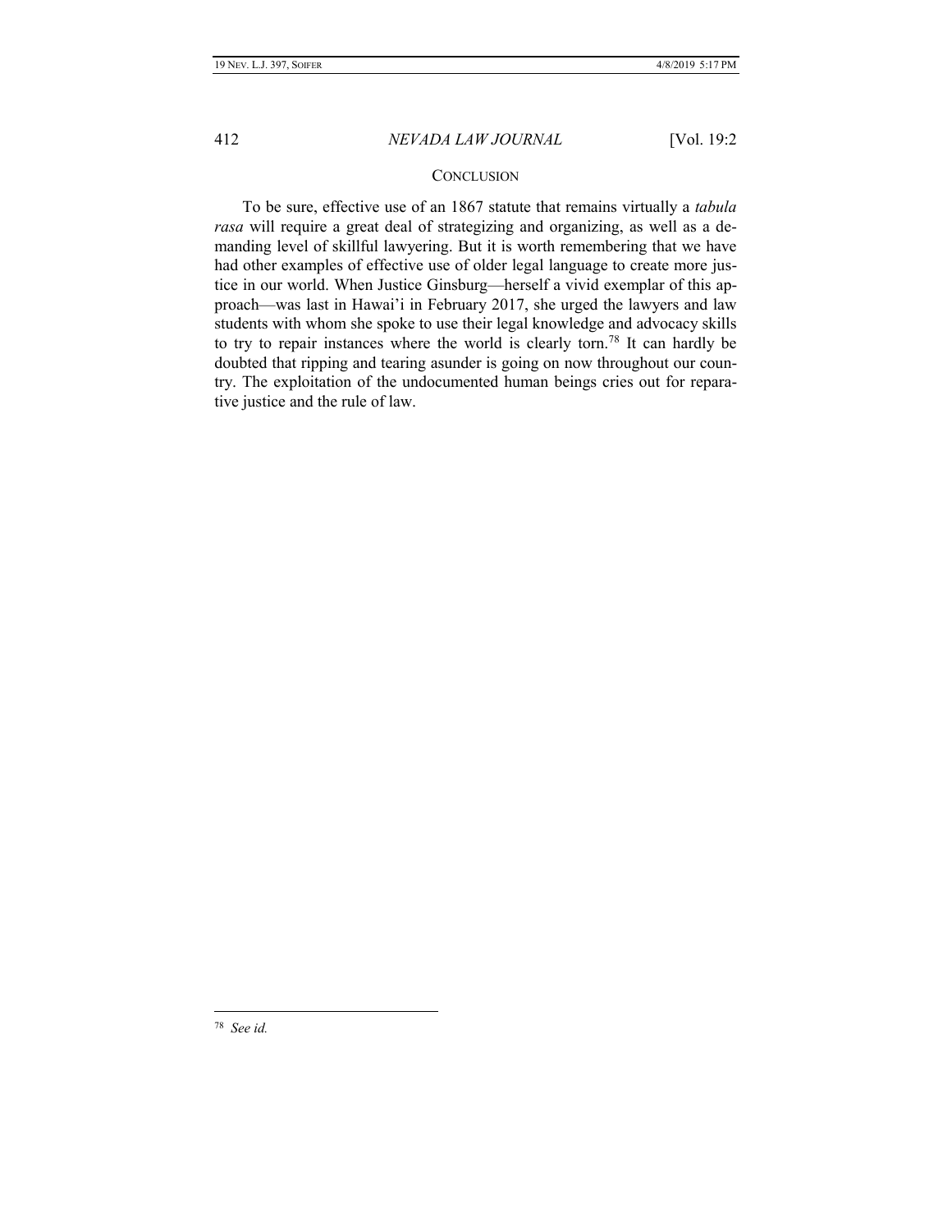## CONCLUSION

To be sure, effective use of an 1867 statute that remains virtually a *tabula rasa* will require a great deal of strategizing and organizing, as well as a demanding level of skillful lawyering. But it is worth remembering that we have had other examples of effective use of older legal language to create more justice in our world. When Justice Ginsburg—herself a vivid exemplar of this approach—was last in Hawai'i in February 2017, she urged the lawyers and law students with whom she spoke to use their legal knowledge and advocacy skills to try to repair instances where the world is clearly torn.[78] It can hardly be doubted that ripping and tearing asunder is going on now throughout our country. The exploitation of the undocumented human beings cries out for reparative justice and the rule of law.

---

[78] *See id.*